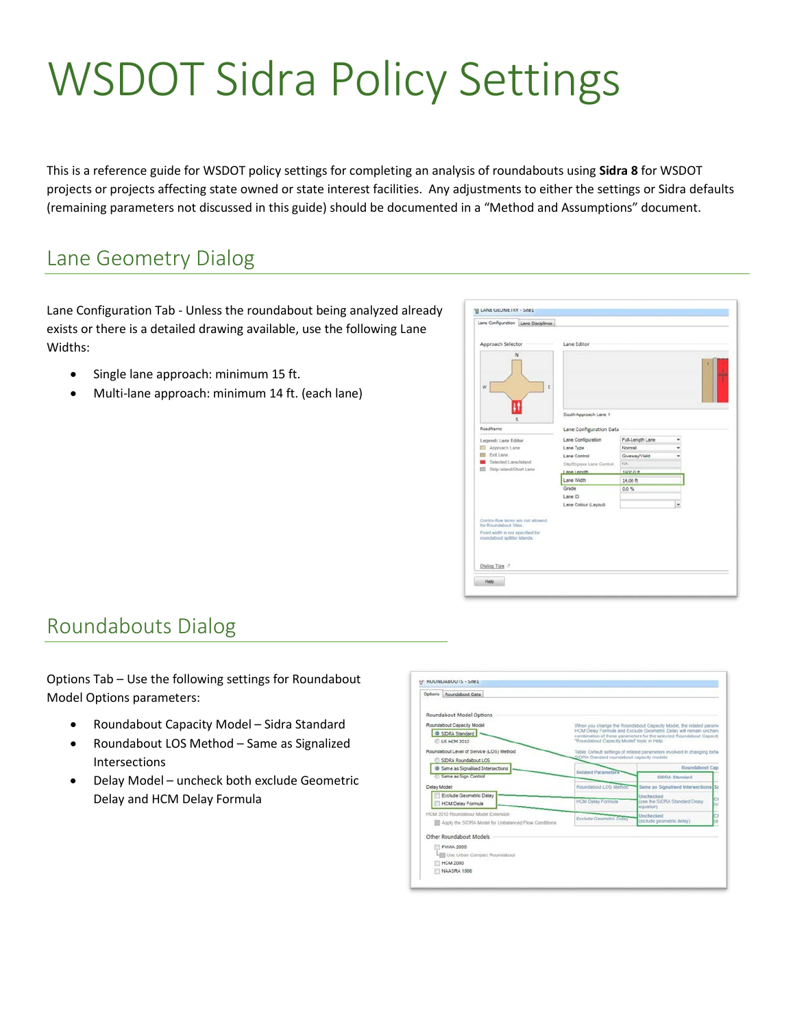# WSDOT Sidra Policy Settings

This is a reference guide for WSDOT policy settings for completing an analysis of roundabouts using **Sidra 8** for WSDOT projects or projects affecting state owned or state interest facilities. Any adjustments to either the settings or Sidra defaults (remaining parameters not discussed in this guide) should be documented in a "Method and Assumptions" document.

## Lane Geometry Dialog

Lane Configuration Tab - Unless the roundabout being analyzed already exists or there is a detailed drawing available, use the following Lane Widths:

- Single lane approach: minimum 15 ft.
- Multi-lane approach: minimum 14 ft. (each lane)

## Roundabouts Dialog

Options Tab – Use the following settings for Roundabout Model Options parameters:

- Roundabout Capacity Model – Sidra Standard
- Roundabout LOS Method – Same as Signalized Intersections
- Delay Model – uncheck both exclude Geometric Delay and HCM Delay Formula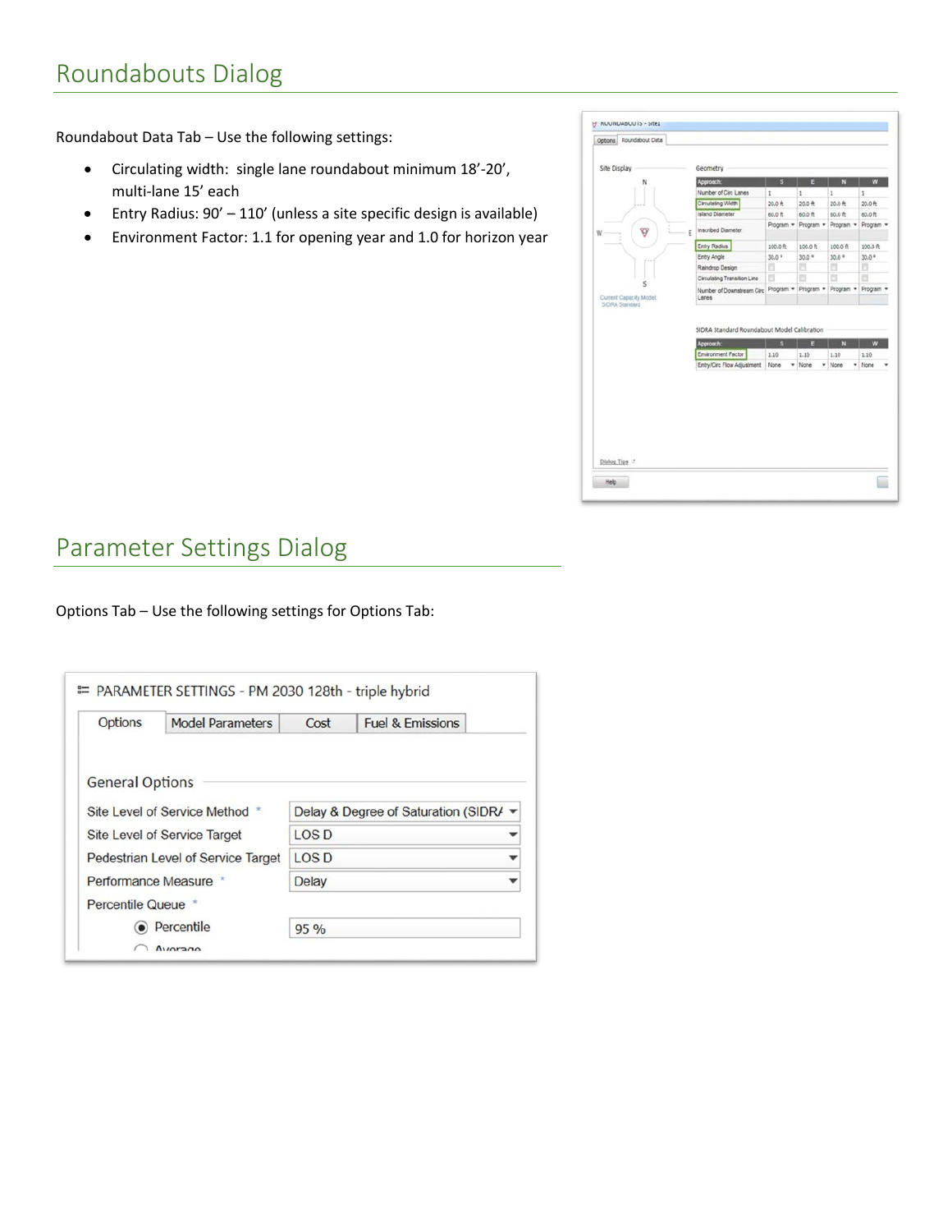## Roundabouts Dialog

Roundabout Data Tab – Use the following settings:

- Circulating width: single lane roundabout minimum 18'-20', multi-lane 15' each
- Entry Radius: 90' – 110' (unless a site specific design is available)
- Environment Factor: 1.1 for opening year and 1.0 for horizon year

## Parameter Settings Dialog

Options Tab – Use the following settings for Options Tab: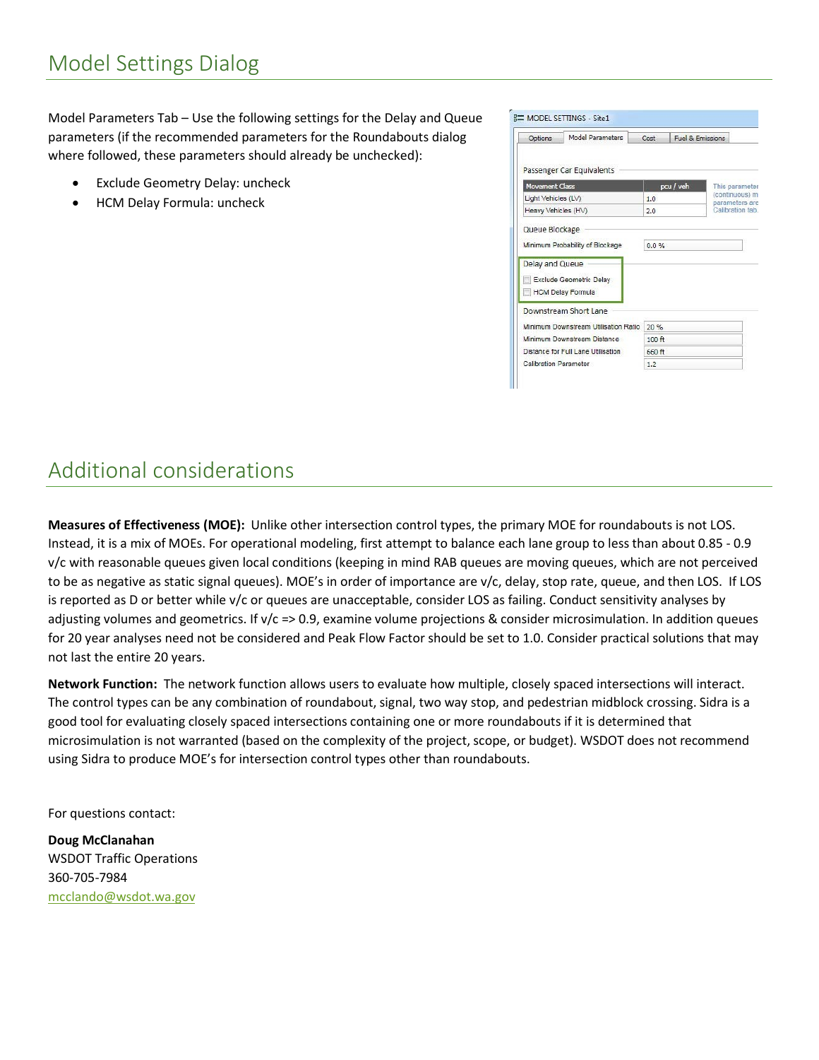## Model Settings Dialog

Model Parameters Tab – Use the following settings for the Delay and Queue parameters (if the recommended parameters for the Roundabouts dialog where followed, these parameters should already be unchecked):

- Exclude Geometry Delay: uncheck
- HCM Delay Formula: uncheck

## Additional considerations

**Measures of Effectiveness (MOE):** Unlike other intersection control types, the primary MOE for roundabouts is not LOS. Instead, it is a mix of MOEs. For operational modeling, first attempt to balance each lane group to less than about 0.85 - 0.9 v/c with reasonable queues given local conditions (keeping in mind RAB queues are moving queues, which are not perceived to be as negative as static signal queues). MOE's in order of importance are v/c, delay, stop rate, queue, and then LOS. If LOS is reported as D or better while v/c or queues are unacceptable, consider LOS as failing. Conduct sensitivity analyses by adjusting volumes and geometrics. If v/c => 0.9, examine volume projections & consider microsimulation. In addition queues for 20 year analyses need not be considered and Peak Flow Factor should be set to 1.0. Consider practical solutions that may not last the entire 20 years.

**Network Function:** The network function allows users to evaluate how multiple, closely spaced intersections will interact. The control types can be any combination of roundabout, signal, two way stop, and pedestrian midblock crossing. Sidra is a good tool for evaluating closely spaced intersections containing one or more roundabouts if it is determined that microsimulation is not warranted (based on the complexity of the project, scope, or budget). WSDOT does not recommend using Sidra to produce MOE's for intersection control types other than roundabouts.

For questions contact:

**Doug McClanahan**
WSDOT Traffic Operations
360-705-7984
mcclando@wsdot.wa.gov